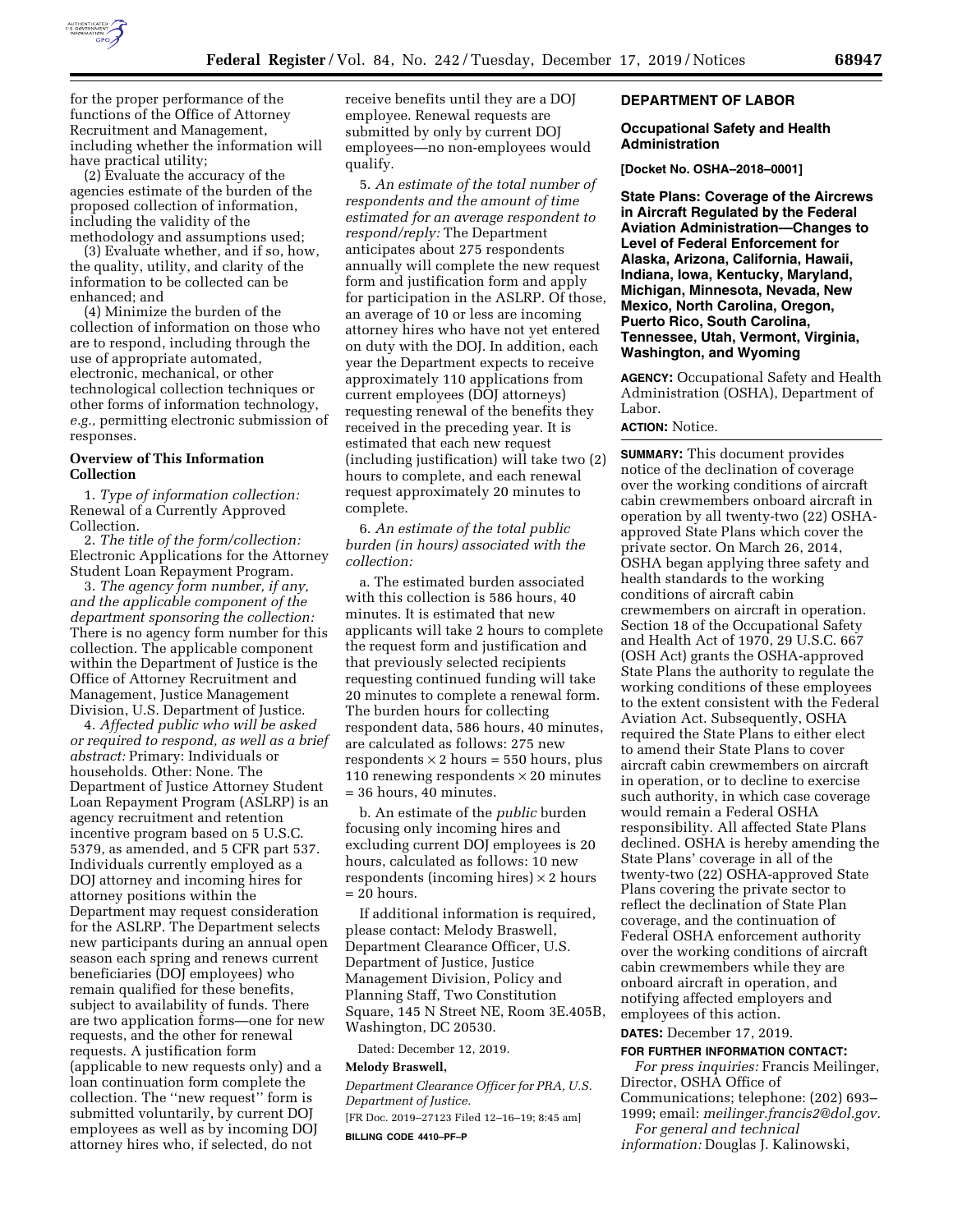for the proper performance of the functions of the Office of Attorney Recruitment and Management, including whether the information will have practical utility;

(2) Evaluate the accuracy of the agencies estimate of the burden of the proposed collection of information, including the validity of the methodology and assumptions used;

(3) Evaluate whether, and if so, how, the quality, utility, and clarity of the information to be collected can be enhanced; and

(4) Minimize the burden of the collection of information on those who are to respond, including through the use of appropriate automated, electronic, mechanical, or other technological collection techniques or other forms of information technology, *e.g.,* permitting electronic submission of responses.

**Overview of This Information Collection**

1. *Type of information collection:* Renewal of a Currently Approved Collection.

2. *The title of the form/collection:* Electronic Applications for the Attorney Student Loan Repayment Program.

3. *The agency form number, if any, and the applicable component of the department sponsoring the collection:* There is no agency form number for this collection. The applicable component within the Department of Justice is the Office of Attorney Recruitment and Management, Justice Management Division, U.S. Department of Justice.

4. *Affected public who will be asked or required to respond, as well as a brief abstract:* Primary: Individuals or households. Other: None. The Department of Justice Attorney Student Loan Repayment Program (ASLRP) is an agency recruitment and retention incentive program based on 5 U.S.C. 5379, as amended, and 5 CFR part 537. Individuals currently employed as a DOJ attorney and incoming hires for attorney positions within the Department may request consideration for the ASLRP. The Department selects new participants during an annual open season each spring and renews current beneficiaries (DOJ employees) who remain qualified for these benefits, subject to availability of funds. There are two application forms—one for new requests, and the other for renewal requests. A justification form (applicable to new requests only) and a loan continuation form complete the collection. The ''new request'' form is submitted voluntarily, by current DOJ employees as well as by incoming DOJ attorney hires who, if selected, do not receive benefits until they are a DOJ employee. Renewal requests are submitted by only by current DOJ employees—no non-employees would qualify.

5. *An estimate of the total number of respondents and the amount of time estimated for an average respondent to respond/reply:* The Department anticipates about 275 respondents annually will complete the new request form and justification form and apply for participation in the ASLRP. Of those, an average of 10 or less are incoming attorney hires who have not yet entered on duty with the DOJ. In addition, each year the Department expects to receive approximately 110 applications from current employees (DOJ attorneys) requesting renewal of the benefits they received in the preceding year. It is estimated that each new request (including justification) will take two (2) hours to complete, and each renewal request approximately 20 minutes to complete.

6. *An estimate of the total public burden (in hours) associated with the collection:*

a. The estimated burden associated with this collection is 586 hours, 40 minutes. It is estimated that new applicants will take 2 hours to complete the request form and justification and that previously selected recipients requesting continued funding will take 20 minutes to complete a renewal form. The burden hours for collecting respondent data, 586 hours, 40 minutes, are calculated as follows: 275 new respondents × 2 hours = 550 hours, plus 110 renewing respondents × 20 minutes = 36 hours, 40 minutes.

b. An estimate of the *public* burden focusing only incoming hires and excluding current DOJ employees is 20 hours, calculated as follows: 10 new respondents (incoming hires) × 2 hours = 20 hours.

If additional information is required, please contact: Melody Braswell, Department Clearance Officer, U.S. Department of Justice, Justice Management Division, Policy and Planning Staff, Two Constitution Square, 145 N Street NE, Room 3E.405B, Washington, DC 20530.

Dated: December 12, 2019.

**Melody Braswell,**

*Department Clearance Officer for PRA, U.S. Department of Justice.*

[FR Doc. 2019–27123 Filed 12–16–19; 8:45 am]

**BILLING CODE 4410–PF–P**

## DEPARTMENT OF LABOR

### Occupational Safety and Health Administration

**[Docket No. OSHA–2018–0001]**

### State Plans: Coverage of the Aircrews in Aircraft Regulated by the Federal Aviation Administration—Changes to Level of Federal Enforcement for Alaska, Arizona, California, Hawaii, Indiana, Iowa, Kentucky, Maryland, Michigan, Minnesota, Nevada, New Mexico, North Carolina, Oregon, Puerto Rico, South Carolina, Tennessee, Utah, Vermont, Virginia, Washington, and Wyoming

**AGENCY:** Occupational Safety and Health Administration (OSHA), Department of Labor.

**ACTION:** Notice.

**SUMMARY:** This document provides notice of the declination of coverage over the working conditions of aircraft cabin crewmembers onboard aircraft in operation by all twenty-two (22) OSHA-approved State Plans which cover the private sector. On March 26, 2014, OSHA began applying three safety and health standards to the working conditions of aircraft cabin crewmembers on aircraft in operation. Section 18 of the Occupational Safety and Health Act of 1970, 29 U.S.C. 667 (OSH Act) grants the OSHA-approved State Plans the authority to regulate the working conditions of these employees to the extent consistent with the Federal Aviation Act. Subsequently, OSHA required the State Plans to either elect to amend their State Plans to cover aircraft cabin crewmembers on aircraft in operation, or to decline to exercise such authority, in which case coverage would remain a Federal OSHA responsibility. All affected State Plans declined. OSHA is hereby amending the State Plans' coverage in all of the twenty-two (22) OSHA-approved State Plans covering the private sector to reflect the declination of State Plan coverage, and the continuation of Federal OSHA enforcement authority over the working conditions of aircraft cabin crewmembers while they are onboard aircraft in operation, and notifying affected employers and employees of this action.

**DATES:** December 17, 2019.

**FOR FURTHER INFORMATION CONTACT:**

*For press inquiries:* Francis Meilinger, Director, OSHA Office of Communications; telephone: (202) 693–1999; email: *meilinger.francis2@dol.gov.*

*For general and technical information:* Douglas J. Kalinowski,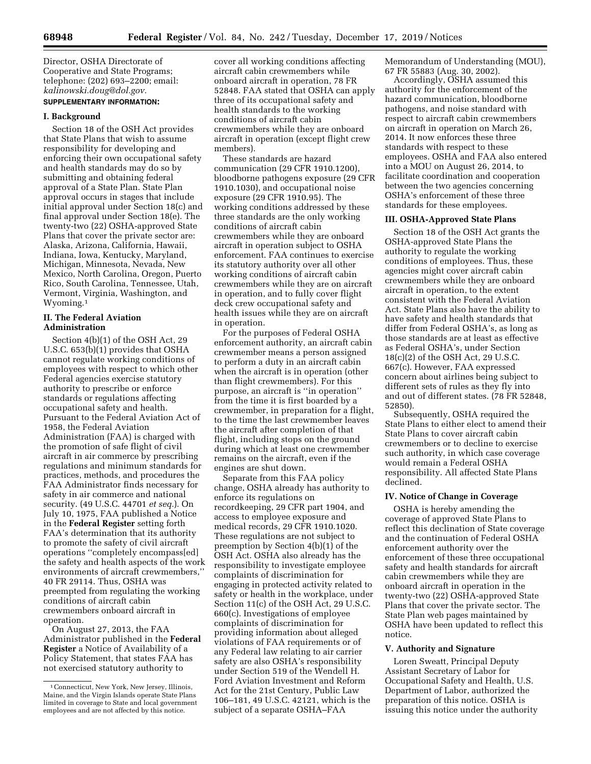Director, OSHA Directorate of Cooperative and State Programs; telephone: (202) 693–2200; email: *kalinowski.doug@dol.gov.*

**SUPPLEMENTARY INFORMATION:**

## I. Background

Section 18 of the OSH Act provides that State Plans that wish to assume responsibility for developing and enforcing their own occupational safety and health standards may do so by submitting and obtaining federal approval of a State Plan. State Plan approval occurs in stages that include initial approval under Section 18(c) and final approval under Section 18(e). The twenty-two (22) OSHA-approved State Plans that cover the private sector are: Alaska, Arizona, California, Hawaii, Indiana, Iowa, Kentucky, Maryland, Michigan, Minnesota, Nevada, New Mexico, North Carolina, Oregon, Puerto Rico, South Carolina, Tennessee, Utah, Vermont, Virginia, Washington, and Wyoming.[1]

## II. The Federal Aviation Administration

Section 4(b)(1) of the OSH Act, 29 U.S.C. 653(b)(1) provides that OSHA cannot regulate working conditions of employees with respect to which other Federal agencies exercise statutory authority to prescribe or enforce standards or regulations affecting occupational safety and health. Pursuant to the Federal Aviation Act of 1958, the Federal Aviation Administration (FAA) is charged with the promotion of safe flight of civil aircraft in air commerce by prescribing regulations and minimum standards for practices, methods, and procedures the FAA Administrator finds necessary for safety in air commerce and national security. (49 U.S.C. 44701 *et seq.*). On July 10, 1975, FAA published a Notice in the **Federal Register** setting forth FAA's determination that its authority to promote the safety of civil aircraft operations ''completely encompass[ed] the safety and health aspects of the work environments of aircraft crewmembers,'' 40 FR 29114. Thus, OSHA was preempted from regulating the working conditions of aircraft cabin crewmembers onboard aircraft in operation.

On August 27, 2013, the FAA Administrator published in the **Federal Register** a Notice of Availability of a Policy Statement, that states FAA has not exercised statutory authority to cover all working conditions affecting aircraft cabin crewmembers while onboard aircraft in operation, 78 FR 52848. FAA stated that OSHA can apply three of its occupational safety and health standards to the working conditions of aircraft cabin crewmembers while they are onboard aircraft in operation (except flight crew members).

These standards are hazard communication (29 CFR 1910.1200), bloodborne pathogens exposure (29 CFR 1910.1030), and occupational noise exposure (29 CFR 1910.95). The working conditions addressed by these three standards are the only working conditions of aircraft cabin crewmembers while they are onboard aircraft in operation subject to OSHA enforcement. FAA continues to exercise its statutory authority over all other working conditions of aircraft cabin crewmembers while they are on aircraft in operation, and to fully cover flight deck crew occupational safety and health issues while they are on aircraft in operation.

For the purposes of Federal OSHA enforcement authority, an aircraft cabin crewmember means a person assigned to perform a duty in an aircraft cabin when the aircraft is in operation (other than flight crewmembers). For this purpose, an aircraft is ''in operation'' from the time it is first boarded by a crewmember, in preparation for a flight, to the time the last crewmember leaves the aircraft after completion of that flight, including stops on the ground during which at least one crewmember remains on the aircraft, even if the engines are shut down.

Separate from this FAA policy change, OSHA already has authority to enforce its regulations on recordkeeping, 29 CFR part 1904, and access to employee exposure and medical records, 29 CFR 1910.1020. These regulations are not subject to preemption by Section 4(b)(1) of the OSH Act. OSHA also already has the responsibility to investigate employee complaints of discrimination for engaging in protected activity related to safety or health in the workplace, under Section 11(c) of the OSH Act, 29 U.S.C. 660(c). Investigations of employee complaints of discrimination for providing information about alleged violations of FAA requirements or of any Federal law relating to air carrier safety are also OSHA's responsibility under Section 519 of the Wendell H. Ford Aviation Investment and Reform Act for the 21st Century, Public Law 106–181, 49 U.S.C. 42121, which is the subject of a separate OSHA–FAA Memorandum of Understanding (MOU), 67 FR 55883 (Aug. 30, 2002).

Accordingly, OSHA assumed this authority for the enforcement of the hazard communication, bloodborne pathogens, and noise standard with respect to aircraft cabin crewmembers on aircraft in operation on March 26, 2014. It now enforces these three standards with respect to these employees. OSHA and FAA also entered into a MOU on August 26, 2014, to facilitate coordination and cooperation between the two agencies concerning OSHA's enforcement of these three standards for these employees.

## III. OSHA-Approved State Plans

Section 18 of the OSH Act grants the OSHA-approved State Plans the authority to regulate the working conditions of employees. Thus, these agencies might cover aircraft cabin crewmembers while they are onboard aircraft in operation, to the extent consistent with the Federal Aviation Act. State Plans also have the ability to have safety and health standards that differ from Federal OSHA's, as long as those standards are at least as effective as Federal OSHA's, under Section 18(c)(2) of the OSH Act, 29 U.S.C. 667(c). However, FAA expressed concern about airlines being subject to different sets of rules as they fly into and out of different states. (78 FR 52848, 52850).

Subsequently, OSHA required the State Plans to either elect to amend their State Plans to cover aircraft cabin crewmembers or to decline to exercise such authority, in which case coverage would remain a Federal OSHA responsibility. All affected State Plans declined.

## IV. Notice of Change in Coverage

OSHA is hereby amending the coverage of approved State Plans to reflect this declination of State coverage and the continuation of Federal OSHA enforcement authority over the enforcement of these three occupational safety and health standards for aircraft cabin crewmembers while they are onboard aircraft in operation in the twenty-two (22) OSHA-approved State Plans that cover the private sector. The State Plan web pages maintained by OSHA have been updated to reflect this notice.

## V. Authority and Signature

Loren Sweatt, Principal Deputy Assistant Secretary of Labor for Occupational Safety and Health, U.S. Department of Labor, authorized the preparation of this notice. OSHA is issuing this notice under the authority

---

[1] Connecticut, New York, New Jersey, Illinois, Maine, and the Virgin Islands operate State Plans limited in coverage to State and local government employees and are not affected by this notice.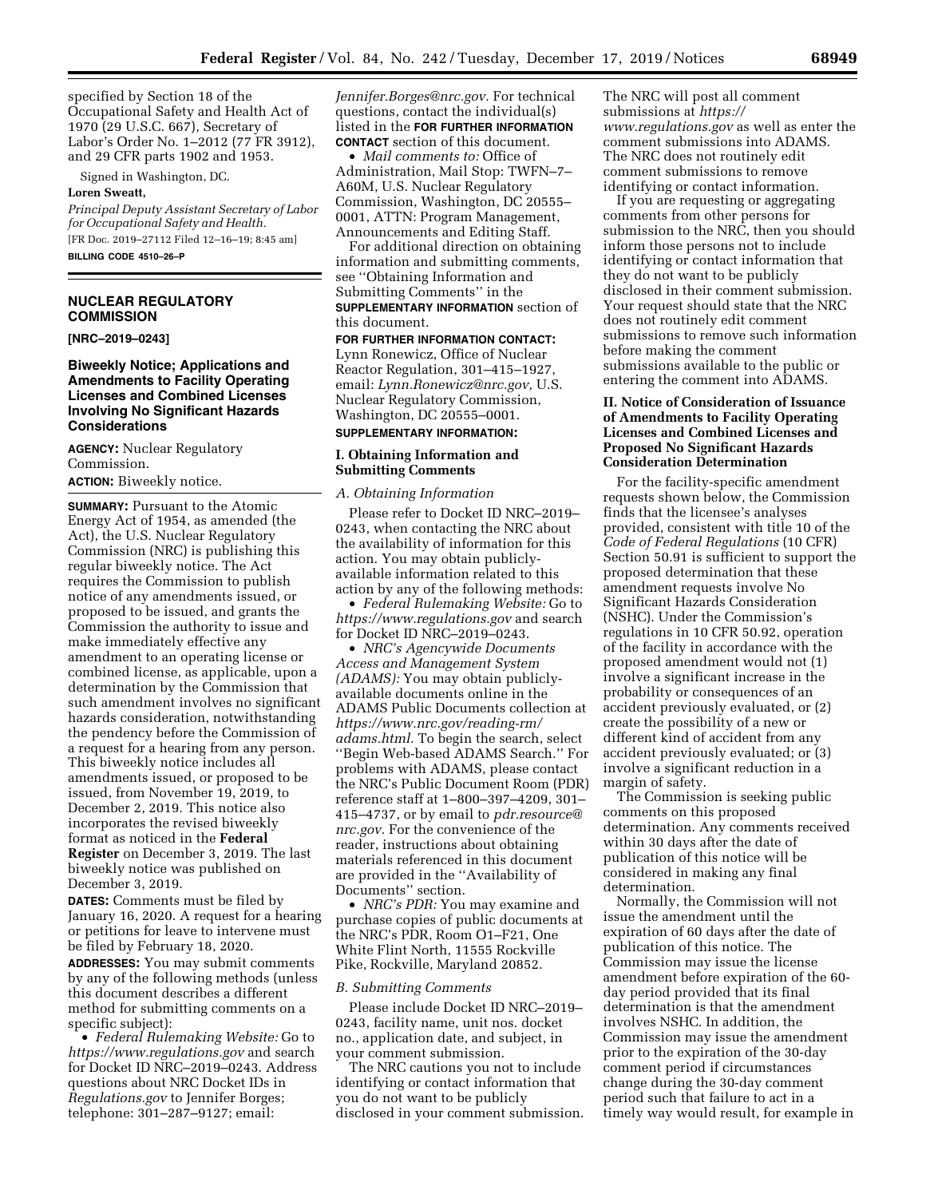specified by Section 18 of the Occupational Safety and Health Act of 1970 (29 U.S.C. 667), Secretary of Labor's Order No. 1–2012 (77 FR 3912), and 29 CFR parts 1902 and 1953.

Signed in Washington, DC.

**Loren Sweatt,**

*Principal Deputy Assistant Secretary of Labor for Occupational Safety and Health.*

[FR Doc. 2019–27112 Filed 12–16–19; 8:45 am]

**BILLING CODE 4510–26–P**

## NUCLEAR REGULATORY COMMISSION

**[NRC–2019–0243]**

## Biweekly Notice; Applications and Amendments to Facility Operating Licenses and Combined Licenses Involving No Significant Hazards Considerations

**AGENCY:** Nuclear Regulatory Commission.

**ACTION:** Biweekly notice.

**SUMMARY:** Pursuant to the Atomic Energy Act of 1954, as amended (the Act), the U.S. Nuclear Regulatory Commission (NRC) is publishing this regular biweekly notice. The Act requires the Commission to publish notice of any amendments issued, or proposed to be issued, and grants the Commission the authority to issue and make immediately effective any amendment to an operating license or combined license, as applicable, upon a determination by the Commission that such amendment involves no significant hazards consideration, notwithstanding the pendency before the Commission of a request for a hearing from any person. This biweekly notice includes all amendments issued, or proposed to be issued, from November 19, 2019, to December 2, 2019. This notice also incorporates the revised biweekly format as noticed in the **Federal Register** on December 3, 2019. The last biweekly notice was published on December 3, 2019.

**DATES:** Comments must be filed by January 16, 2020. A request for a hearing or petitions for leave to intervene must be filed by February 18, 2020.

**ADDRESSES:** You may submit comments by any of the following methods (unless this document describes a different method for submitting comments on a specific subject):

- *Federal Rulemaking Website:* Go to *https://www.regulations.gov* and search for Docket ID NRC–2019–0243. Address questions about NRC Docket IDs in *Regulations.gov* to Jennifer Borges; telephone: 301–287–9127; email: *Jennifer.Borges@nrc.gov.* For technical questions, contact the individual(s) listed in the **FOR FURTHER INFORMATION CONTACT** section of this document.
- *Mail comments to:* Office of Administration, Mail Stop: TWFN–7–A60M, U.S. Nuclear Regulatory Commission, Washington, DC 20555–0001, ATTN: Program Management, Announcements and Editing Staff.

For additional direction on obtaining information and submitting comments, see "Obtaining Information and Submitting Comments" in the **SUPPLEMENTARY INFORMATION** section of this document.

**FOR FURTHER INFORMATION CONTACT:** Lynn Ronewicz, Office of Nuclear Reactor Regulation, 301–415–1927, email: *Lynn.Ronewicz@nrc.gov,* U.S. Nuclear Regulatory Commission, Washington, DC 20555–0001.

**SUPPLEMENTARY INFORMATION:**

### I. Obtaining Information and Submitting Comments

#### *A. Obtaining Information*

Please refer to Docket ID NRC–2019–0243, when contacting the NRC about the availability of information for this action. You may obtain publicly-available information related to this action by any of the following methods:

- *Federal Rulemaking Website:* Go to *https://www.regulations.gov* and search for Docket ID NRC–2019–0243.
- *NRC's Agencywide Documents Access and Management System (ADAMS):* You may obtain publicly-available documents online in the ADAMS Public Documents collection at *https://www.nrc.gov/reading-rm/adams.html.* To begin the search, select "Begin Web-based ADAMS Search." For problems with ADAMS, please contact the NRC's Public Document Room (PDR) reference staff at 1–800–397–4209, 301–415–4737, or by email to *pdr.resource@nrc.gov.* For the convenience of the reader, instructions about obtaining materials referenced in this document are provided in the "Availability of Documents" section.
- *NRC's PDR:* You may examine and purchase copies of public documents at the NRC's PDR, Room O1–F21, One White Flint North, 11555 Rockville Pike, Rockville, Maryland 20852.

#### *B. Submitting Comments*

Please include Docket ID NRC–2019–0243, facility name, unit nos. docket no., application date, and subject, in your comment submission.

The NRC cautions you not to include identifying or contact information that you do not want to be publicly disclosed in your comment submission. The NRC will post all comment submissions at *https://www.regulations.gov* as well as enter the comment submissions into ADAMS. The NRC does not routinely edit comment submissions to remove identifying or contact information.

If you are requesting or aggregating comments from other persons for submission to the NRC, then you should inform those persons not to include identifying or contact information that they do not want to be publicly disclosed in their comment submission. Your request should state that the NRC does not routinely edit comment submissions to remove such information before making the comment submissions available to the public or entering the comment into ADAMS.

### II. Notice of Consideration of Issuance of Amendments to Facility Operating Licenses and Combined Licenses and Proposed No Significant Hazards Consideration Determination

For the facility-specific amendment requests shown below, the Commission finds that the licensee's analyses provided, consistent with title 10 of the *Code of Federal Regulations* (10 CFR) Section 50.91 is sufficient to support the proposed determination that these amendment requests involve No Significant Hazards Consideration (NSHC). Under the Commission's regulations in 10 CFR 50.92, operation of the facility in accordance with the proposed amendment would not (1) involve a significant increase in the probability or consequences of an accident previously evaluated, or (2) create the possibility of a new or different kind of accident from any accident previously evaluated; or (3) involve a significant reduction in a margin of safety.

The Commission is seeking public comments on this proposed determination. Any comments received within 30 days after the date of publication of this notice will be considered in making any final determination.

Normally, the Commission will not issue the amendment until the expiration of 60 days after the date of publication of this notice. The Commission may issue the license amendment before expiration of the 60-day period provided that its final determination is that the amendment involves NSHC. In addition, the Commission may issue the amendment prior to the expiration of the 30-day comment period if circumstances change during the 30-day comment period such that failure to act in a timely way would result, for example in